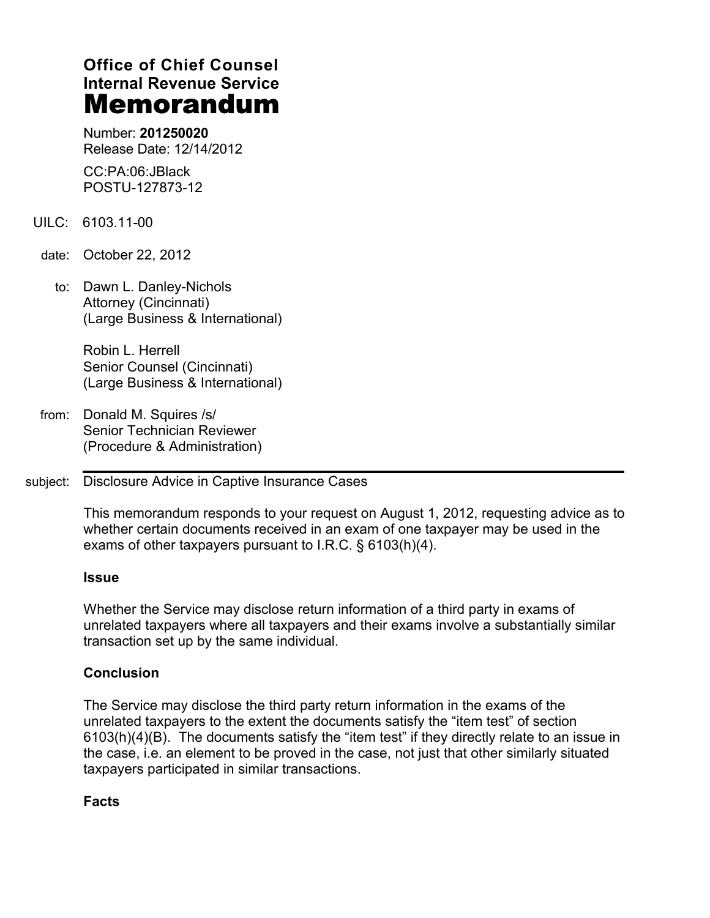**Office of Chief Counsel**
**Internal Revenue Service**
# Memorandum

Number: **201250020**
Release Date: 12/14/2012

CC:PA:06:JBlack
POSTU-127873-12

UILC: 6103.11-00

date: October 22, 2012

to: Dawn L. Danley-Nichols
Attorney (Cincinnati)
(Large Business & International)

Robin L. Herrell
Senior Counsel (Cincinnati)
(Large Business & International)

from: Donald M. Squires /s/
Senior Technician Reviewer
(Procedure & Administration)

subject: Disclosure Advice in Captive Insurance Cases

This memorandum responds to your request on August 1, 2012, requesting advice as to whether certain documents received in an exam of one taxpayer may be used in the exams of other taxpayers pursuant to I.R.C. § 6103(h)(4).

**Issue**

Whether the Service may disclose return information of a third party in exams of unrelated taxpayers where all taxpayers and their exams involve a substantially similar transaction set up by the same individual.

**Conclusion**

The Service may disclose the third party return information in the exams of the unrelated taxpayers to the extent the documents satisfy the "item test" of section 6103(h)(4)(B). The documents satisfy the "item test" if they directly relate to an issue in the case, i.e. an element to be proved in the case, not just that other similarly situated taxpayers participated in similar transactions.

**Facts**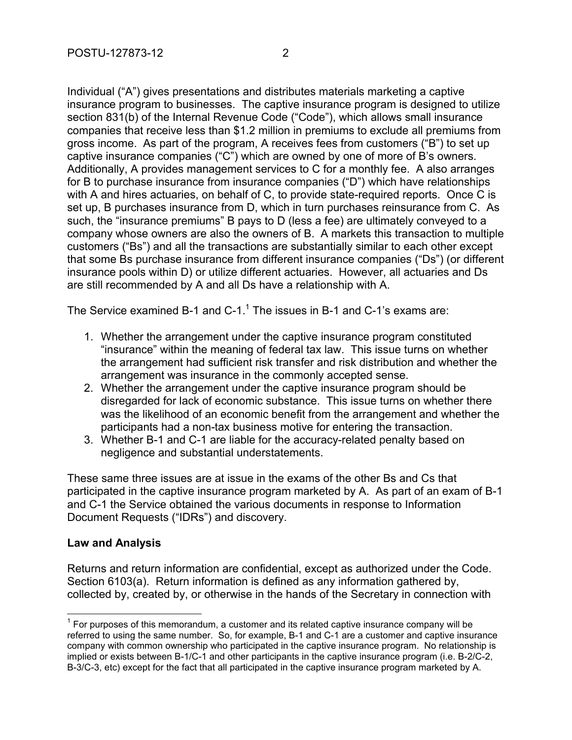Individual ("A") gives presentations and distributes materials marketing a captive insurance program to businesses. The captive insurance program is designed to utilize section 831(b) of the Internal Revenue Code ("Code"), which allows small insurance companies that receive less than $1.2 million in premiums to exclude all premiums from gross income. As part of the program, A receives fees from customers ("B") to set up captive insurance companies ("C") which are owned by one of more of B's owners. Additionally, A provides management services to C for a monthly fee. A also arranges for B to purchase insurance from insurance companies ("D") which have relationships with A and hires actuaries, on behalf of C, to provide state-required reports. Once C is set up, B purchases insurance from D, which in turn purchases reinsurance from C. As such, the "insurance premiums" B pays to D (less a fee) are ultimately conveyed to a company whose owners are also the owners of B. A markets this transaction to multiple customers ("Bs") and all the transactions are substantially similar to each other except that some Bs purchase insurance from different insurance companies ("Ds") (or different insurance pools within D) or utilize different actuaries. However, all actuaries and Ds are still recommended by A and all Ds have a relationship with A.

The Service examined B-1 and C-1.[1] The issues in B-1 and C-1's exams are:

1. Whether the arrangement under the captive insurance program constituted "insurance" within the meaning of federal tax law. This issue turns on whether the arrangement had sufficient risk transfer and risk distribution and whether the arrangement was insurance in the commonly accepted sense.
2. Whether the arrangement under the captive insurance program should be disregarded for lack of economic substance. This issue turns on whether there was the likelihood of an economic benefit from the arrangement and whether the participants had a non-tax business motive for entering the transaction.
3. Whether B-1 and C-1 are liable for the accuracy-related penalty based on negligence and substantial understatements.

These same three issues are at issue in the exams of the other Bs and Cs that participated in the captive insurance program marketed by A. As part of an exam of B-1 and C-1 the Service obtained the various documents in response to Information Document Requests ("IDRs") and discovery.

## Law and Analysis

Returns and return information are confidential, except as authorized under the Code. Section 6103(a). Return information is defined as any information gathered by, collected by, created by, or otherwise in the hands of the Secretary in connection with

---

[1] For purposes of this memorandum, a customer and its related captive insurance company will be referred to using the same number. So, for example, B-1 and C-1 are a customer and captive insurance company with common ownership who participated in the captive insurance program. No relationship is implied or exists between B-1/C-1 and other participants in the captive insurance program (i.e. B-2/C-2, B-3/C-3, etc) except for the fact that all participated in the captive insurance program marketed by A.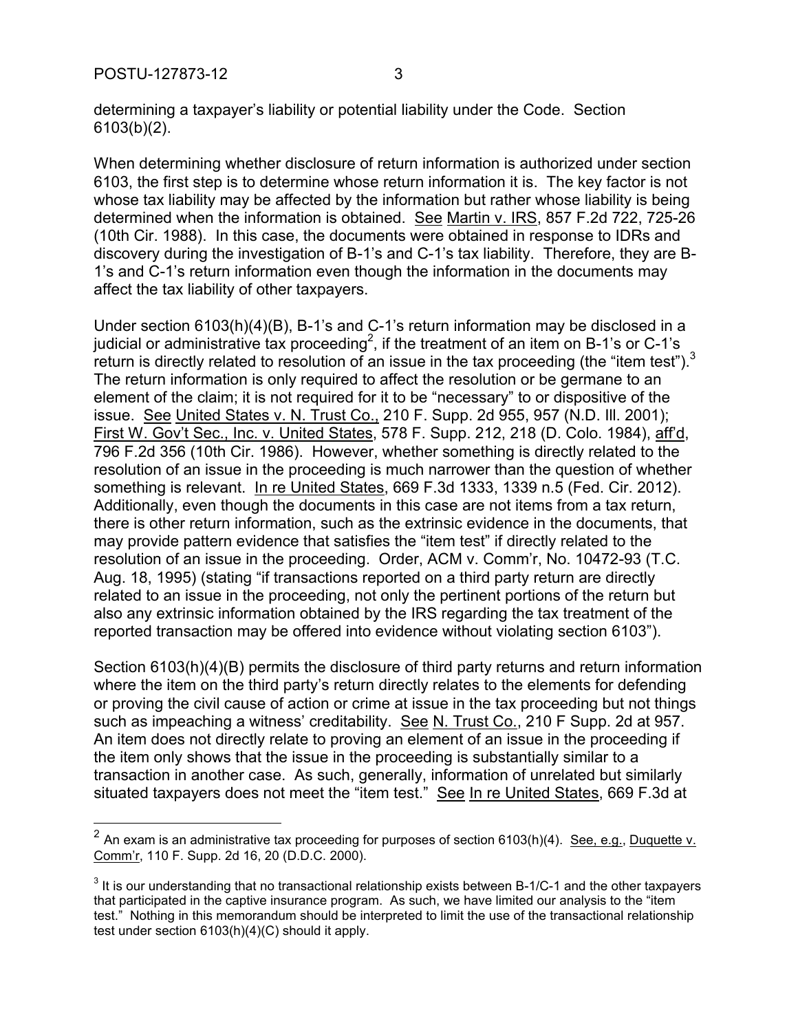determining a taxpayer's liability or potential liability under the Code. Section 6103(b)(2).

When determining whether disclosure of return information is authorized under section 6103, the first step is to determine whose return information it is. The key factor is not whose tax liability may be affected by the information but rather whose liability is being determined when the information is obtained. See Martin v. IRS, 857 F.2d 722, 725-26 (10th Cir. 1988). In this case, the documents were obtained in response to IDRs and discovery during the investigation of B-1's and C-1's tax liability. Therefore, they are B-1's and C-1's return information even though the information in the documents may affect the tax liability of other taxpayers.

Under section 6103(h)(4)(B), B-1's and C-1's return information may be disclosed in a judicial or administrative tax proceeding[2], if the treatment of an item on B-1's or C-1's return is directly related to resolution of an issue in the tax proceeding (the "item test").[3] The return information is only required to affect the resolution or be germane to an element of the claim; it is not required for it to be "necessary" to or dispositive of the issue. See United States v. N. Trust Co., 210 F. Supp. 2d 955, 957 (N.D. Ill. 2001); First W. Gov't Sec., Inc. v. United States, 578 F. Supp. 212, 218 (D. Colo. 1984), aff'd, 796 F.2d 356 (10th Cir. 1986). However, whether something is directly related to the resolution of an issue in the proceeding is much narrower than the question of whether something is relevant. In re United States, 669 F.3d 1333, 1339 n.5 (Fed. Cir. 2012). Additionally, even though the documents in this case are not items from a tax return, there is other return information, such as the extrinsic evidence in the documents, that may provide pattern evidence that satisfies the "item test" if directly related to the resolution of an issue in the proceeding. Order, ACM v. Comm'r, No. 10472-93 (T.C. Aug. 18, 1995) (stating "if transactions reported on a third party return are directly related to an issue in the proceeding, not only the pertinent portions of the return but also any extrinsic information obtained by the IRS regarding the tax treatment of the reported transaction may be offered into evidence without violating section 6103").

Section 6103(h)(4)(B) permits the disclosure of third party returns and return information where the item on the third party's return directly relates to the elements for defending or proving the civil cause of action or crime at issue in the tax proceeding but not things such as impeaching a witness' creditability. See N. Trust Co., 210 F Supp. 2d at 957. An item does not directly relate to proving an element of an issue in the proceeding if the item only shows that the issue in the proceeding is substantially similar to a transaction in another case. As such, generally, information of unrelated but similarly situated taxpayers does not meet the "item test." See In re United States, 669 F.3d at

---

[2] An exam is an administrative tax proceeding for purposes of section 6103(h)(4). See, e.g., Duquette v. Comm'r, 110 F. Supp. 2d 16, 20 (D.D.C. 2000).

[3] It is our understanding that no transactional relationship exists between B-1/C-1 and the other taxpayers that participated in the captive insurance program. As such, we have limited our analysis to the "item test." Nothing in this memorandum should be interpreted to limit the use of the transactional relationship test under section 6103(h)(4)(C) should it apply.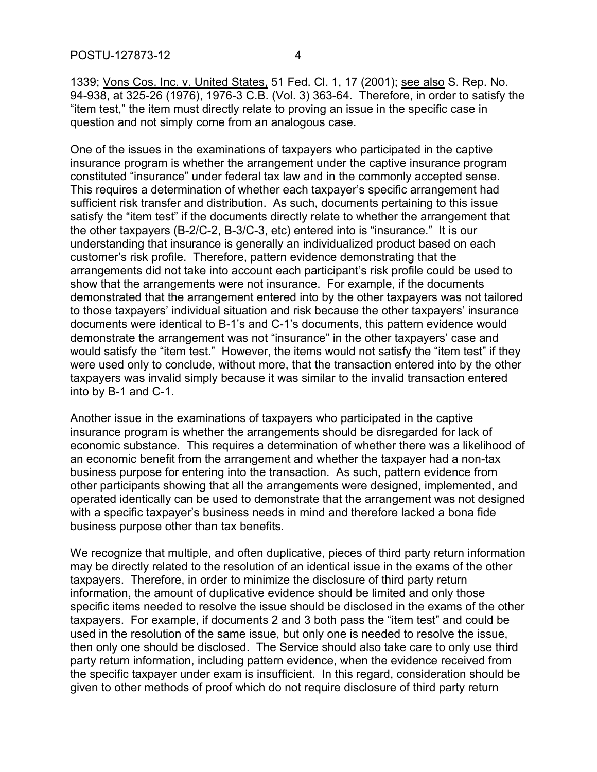1339; Vons Cos. Inc. v. United States, 51 Fed. Cl. 1, 17 (2001); see also S. Rep. No. 94-938, at 325-26 (1976), 1976-3 C.B. (Vol. 3) 363-64. Therefore, in order to satisfy the "item test," the item must directly relate to proving an issue in the specific case in question and not simply come from an analogous case.

One of the issues in the examinations of taxpayers who participated in the captive insurance program is whether the arrangement under the captive insurance program constituted "insurance" under federal tax law and in the commonly accepted sense. This requires a determination of whether each taxpayer's specific arrangement had sufficient risk transfer and distribution. As such, documents pertaining to this issue satisfy the "item test" if the documents directly relate to whether the arrangement that the other taxpayers (B-2/C-2, B-3/C-3, etc) entered into is "insurance." It is our understanding that insurance is generally an individualized product based on each customer's risk profile. Therefore, pattern evidence demonstrating that the arrangements did not take into account each participant's risk profile could be used to show that the arrangements were not insurance. For example, if the documents demonstrated that the arrangement entered into by the other taxpayers was not tailored to those taxpayers' individual situation and risk because the other taxpayers' insurance documents were identical to B-1's and C-1's documents, this pattern evidence would demonstrate the arrangement was not "insurance" in the other taxpayers' case and would satisfy the "item test." However, the items would not satisfy the "item test" if they were used only to conclude, without more, that the transaction entered into by the other taxpayers was invalid simply because it was similar to the invalid transaction entered into by B-1 and C-1.

Another issue in the examinations of taxpayers who participated in the captive insurance program is whether the arrangements should be disregarded for lack of economic substance. This requires a determination of whether there was a likelihood of an economic benefit from the arrangement and whether the taxpayer had a non-tax business purpose for entering into the transaction. As such, pattern evidence from other participants showing that all the arrangements were designed, implemented, and operated identically can be used to demonstrate that the arrangement was not designed with a specific taxpayer's business needs in mind and therefore lacked a bona fide business purpose other than tax benefits.

We recognize that multiple, and often duplicative, pieces of third party return information may be directly related to the resolution of an identical issue in the exams of the other taxpayers. Therefore, in order to minimize the disclosure of third party return information, the amount of duplicative evidence should be limited and only those specific items needed to resolve the issue should be disclosed in the exams of the other taxpayers. For example, if documents 2 and 3 both pass the "item test" and could be used in the resolution of the same issue, but only one is needed to resolve the issue, then only one should be disclosed. The Service should also take care to only use third party return information, including pattern evidence, when the evidence received from the specific taxpayer under exam is insufficient. In this regard, consideration should be given to other methods of proof which do not require disclosure of third party return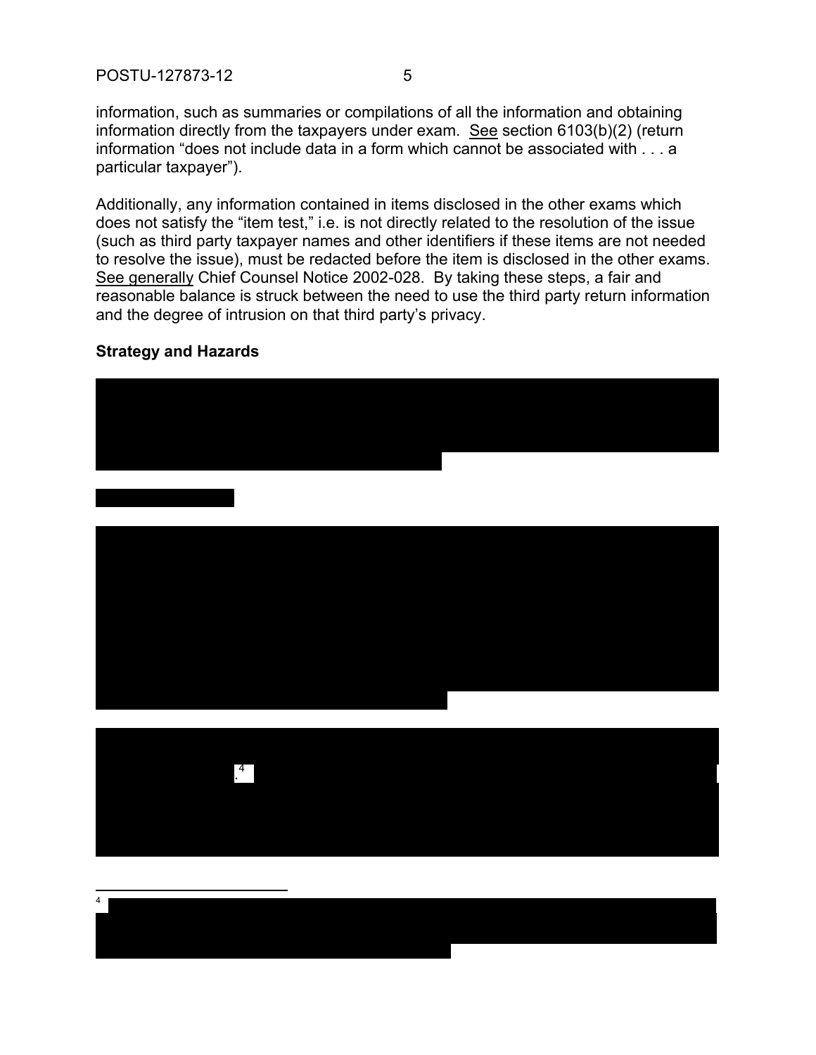information, such as summaries or compilations of all the information and obtaining information directly from the taxpayers under exam. See section 6103(b)(2) (return information "does not include data in a form which cannot be associated with . . . a particular taxpayer").

Additionally, any information contained in items disclosed in the other exams which does not satisfy the "item test," i.e. is not directly related to the resolution of the issue (such as third party taxpayer names and other identifiers if these items are not needed to resolve the issue), must be redacted before the item is disclosed in the other exams. See generally Chief Counsel Notice 2002-028. By taking these steps, a fair and reasonable balance is struck between the need to use the third party return information and the degree of intrusion on that third party's privacy.

**Strategy and Hazards**

[4]

[4]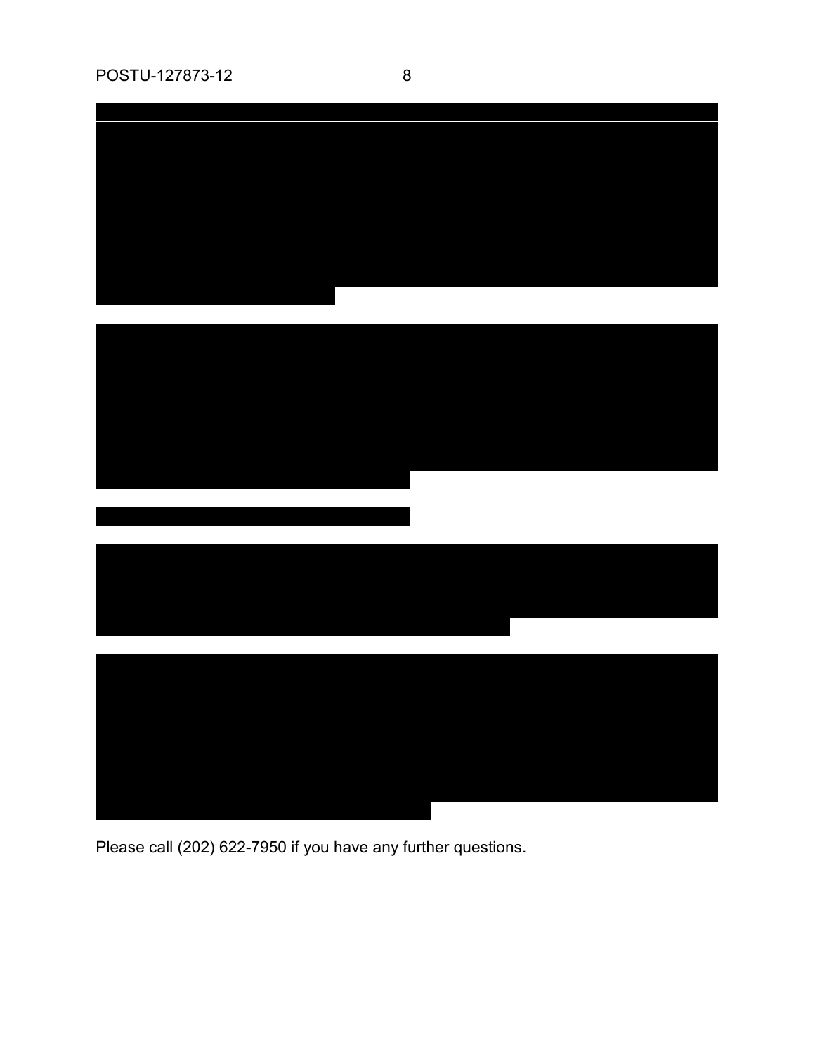Please call (202) 622-7950 if you have any further questions.